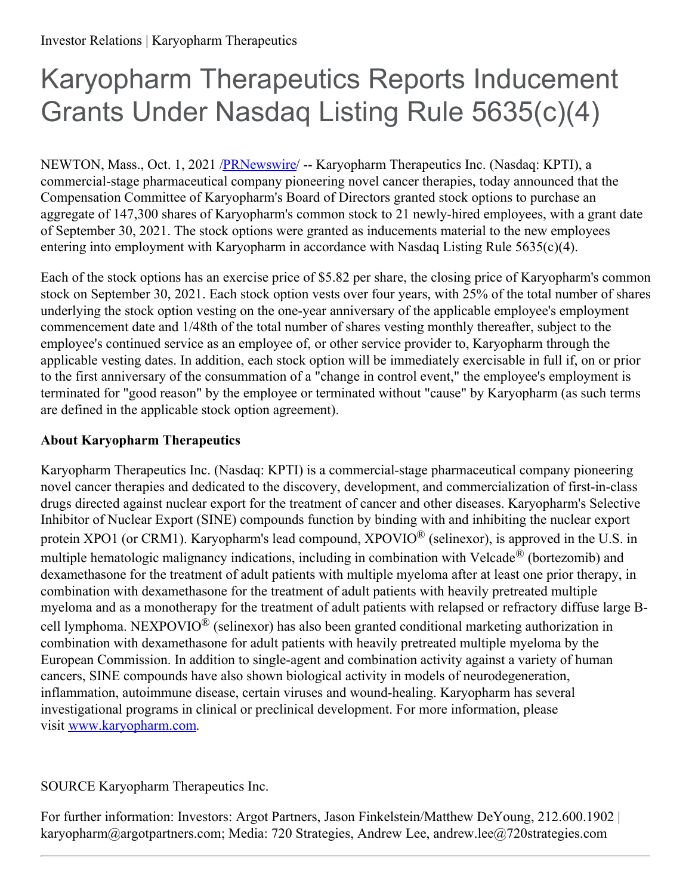# Karyopharm Therapeutics Reports Inducement Grants Under Nasdaq Listing Rule 5635(c)(4)

NEWTON, Mass., Oct. 1, 2021 /PRNewswire/ -- Karyopharm Therapeutics Inc. (Nasdaq: KPTI), a commercial-stage pharmaceutical company pioneering novel cancer therapies, today announced that the Compensation Committee of Karyopharm's Board of Directors granted stock options to purchase an aggregate of 147,300 shares of Karyopharm's common stock to 21 newly-hired employees, with a grant date of September 30, 2021. The stock options were granted as inducements material to the new employees entering into employment with Karyopharm in accordance with Nasdaq Listing Rule 5635(c)(4).

Each of the stock options has an exercise price of $5.82 per share, the closing price of Karyopharm's common stock on September 30, 2021. Each stock option vests over four years, with 25% of the total number of shares underlying the stock option vesting on the one-year anniversary of the applicable employee's employment commencement date and 1/48th of the total number of shares vesting monthly thereafter, subject to the employee's continued service as an employee of, or other service provider to, Karyopharm through the applicable vesting dates. In addition, each stock option will be immediately exercisable in full if, on or prior to the first anniversary of the consummation of a "change in control event," the employee's employment is terminated for "good reason" by the employee or terminated without "cause" by Karyopharm (as such terms are defined in the applicable stock option agreement).

**About Karyopharm Therapeutics**

Karyopharm Therapeutics Inc. (Nasdaq: KPTI) is a commercial-stage pharmaceutical company pioneering novel cancer therapies and dedicated to the discovery, development, and commercialization of first-in-class drugs directed against nuclear export for the treatment of cancer and other diseases. Karyopharm's Selective Inhibitor of Nuclear Export (SINE) compounds function by binding with and inhibiting the nuclear export protein XPO1 (or CRM1). Karyopharm's lead compound, XPOVIO® (selinexor), is approved in the U.S. in multiple hematologic malignancy indications, including in combination with Velcade® (bortezomib) and dexamethasone for the treatment of adult patients with multiple myeloma after at least one prior therapy, in combination with dexamethasone for the treatment of adult patients with heavily pretreated multiple myeloma and as a monotherapy for the treatment of adult patients with relapsed or refractory diffuse large B-cell lymphoma. NEXPOVIO® (selinexor) has also been granted conditional marketing authorization in combination with dexamethasone for adult patients with heavily pretreated multiple myeloma by the European Commission. In addition to single-agent and combination activity against a variety of human cancers, SINE compounds have also shown biological activity in models of neurodegeneration, inflammation, autoimmune disease, certain viruses and wound-healing. Karyopharm has several investigational programs in clinical or preclinical development. For more information, please visit www.karyopharm.com.

SOURCE Karyopharm Therapeutics Inc.

For further information: Investors: Argot Partners, Jason Finkelstein/Matthew DeYoung, 212.600.1902 | karyopharm@argotpartners.com; Media: 720 Strategies, Andrew Lee, andrew.lee@720strategies.com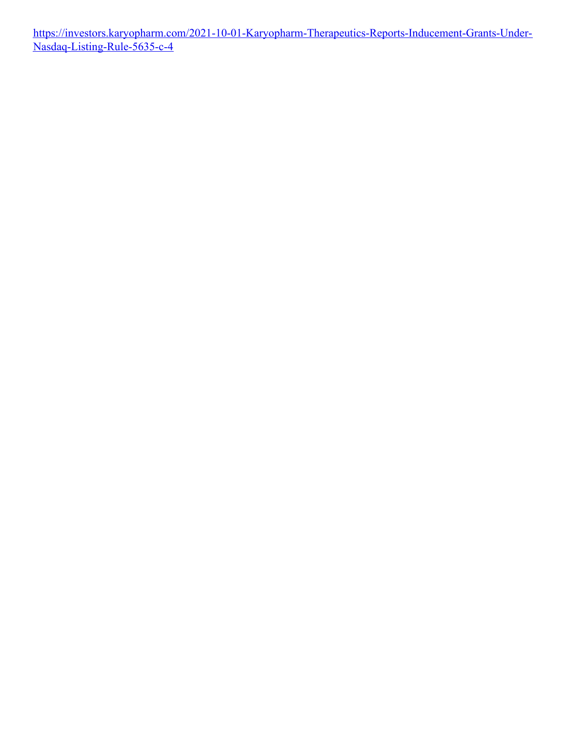https://investors.karyopharm.com/2021-10-01-Karyopharm-Therapeutics-Reports-Inducement-Grants-Under-Nasdaq-Listing-Rule-5635-c-4